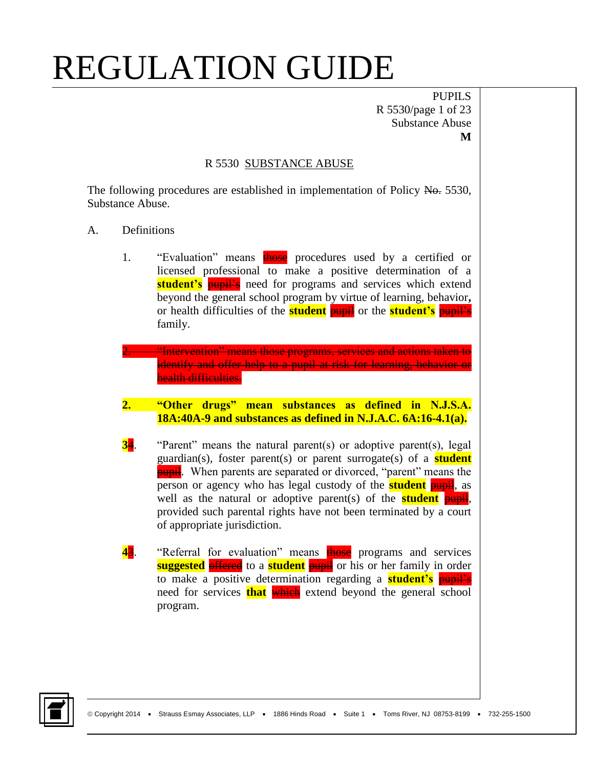# REGULATION GUIDE

PUPILS
R 5530/page 1 of 23
Substance Abuse
**M**

## R 5530 SUBSTANCE ABUSE

The following procedures are established in implementation of Policy ~~No.~~ 5530, Substance Abuse.

A. Definitions

1. "Evaluation" means ~~those~~ procedures used by a certified or licensed professional to make a positive determination of a **student's** ~~pupil's~~ need for programs and services which extend beyond the general school program by virtue of learning, behavior**,** or health difficulties of the **student** ~~pupil~~ or the **student's** ~~pupil's~~ family.

~~2. "Intervention" means those programs, services and actions taken to identify and offer help to a pupil at risk for learning, behavior or health difficulties.~~

**2. "Other drugs" mean substances as defined in N.J.S.A. 18A:40A-9 and substances as defined in N.J.A.C. 6A:16-4.1(a).**

**3**~~4~~. "Parent" means the natural parent(s) or adoptive parent(s), legal guardian(s), foster parent(s) or parent surrogate(s) of a **student** ~~pupil~~. When parents are separated or divorced, "parent" means the person or agency who has legal custody of the **student** ~~pupil~~, as well as the natural or adoptive parent(s) of the **student** ~~pupil~~, provided such parental rights have not been terminated by a court of appropriate jurisdiction.

**4**~~3~~. "Referral for evaluation" means ~~those~~ programs and services **suggested** ~~offered~~ to a **student** ~~pupil~~ or his or her family in order to make a positive determination regarding a **student's** ~~pupil's~~ need for services **that** ~~which~~ extend beyond the general school program.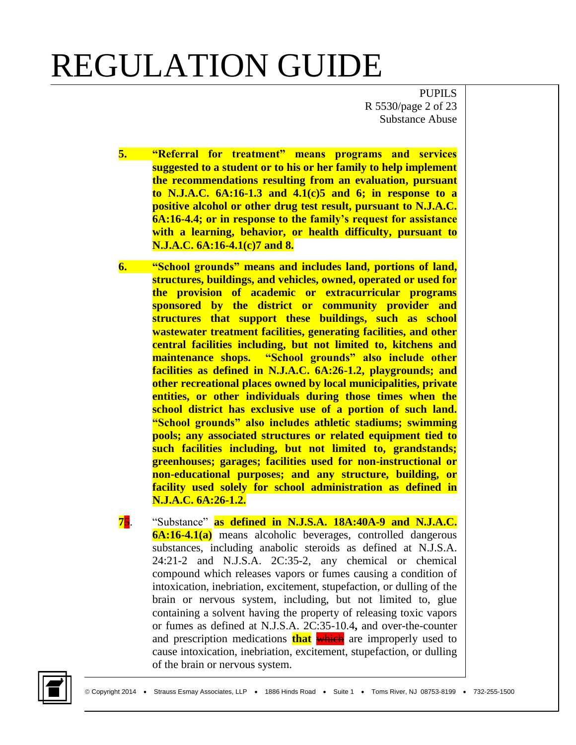**5. "Referral for treatment" means programs and services suggested to a student or to his or her family to help implement the recommendations resulting from an evaluation, pursuant to N.J.A.C. 6A:16-1.3 and 4.1(c)5 and 6; in response to a positive alcohol or other drug test result, pursuant to N.J.A.C. 6A:16-4.4; or in response to the family's request for assistance with a learning, behavior, or health difficulty, pursuant to N.J.A.C. 6A:16-4.1(c)7 and 8.**

**6. "School grounds" means and includes land, portions of land, structures, buildings, and vehicles, owned, operated or used for the provision of academic or extracurricular programs sponsored by the district or community provider and structures that support these buildings, such as school wastewater treatment facilities, generating facilities, and other central facilities including, but not limited to, kitchens and maintenance shops. "School grounds" also include other facilities as defined in N.J.A.C. 6A:26-1.2, playgrounds; and other recreational places owned by local municipalities, private entities, or other individuals during those times when the school district has exclusive use of a portion of such land. "School grounds" also includes athletic stadiums; swimming pools; any associated structures or related equipment tied to such facilities including, but not limited to, grandstands; greenhouses; garages; facilities used for non-instructional or non-educational purposes; and any structure, building, or facility used solely for school administration as defined in N.J.A.C. 6A:26-1.2.**

**7**~~5~~. "Substance" **as defined in N.J.S.A. 18A:40A-9 and N.J.A.C. 6A:16-4.1(a)** means alcoholic beverages, controlled dangerous substances, including anabolic steroids as defined at N.J.S.A. 24:21-2 and N.J.S.A. 2C:35-2, any chemical or chemical compound which releases vapors or fumes causing a condition of intoxication, inebriation, excitement, stupefaction, or dulling of the brain or nervous system, including, but not limited to, glue containing a solvent having the property of releasing toxic vapors or fumes as defined at N.J.S.A. 2C:35-10.4**,** and over-the-counter and prescription medications **that** ~~which~~ are improperly used to cause intoxication, inebriation, excitement, stupefaction, or dulling of the brain or nervous system.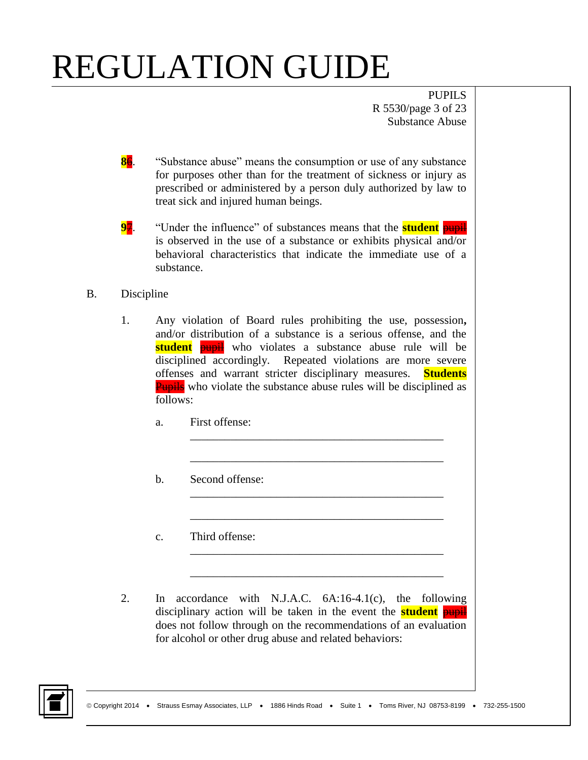# REGULATION GUIDE

8~~6~~. "Substance abuse" means the consumption or use of any substance for purposes other than for the treatment of sickness or injury as prescribed or administered by a person duly authorized by law to treat sick and injured human beings.

9~~7~~. "Under the influence" of substances means that the **student** ~~pupil~~ is observed in the use of a substance or exhibits physical and/or behavioral characteristics that indicate the immediate use of a substance.

B. Discipline

1. Any violation of Board rules prohibiting the use, possession**,** and/or distribution of a substance is a serious offense, and the **student** ~~pupil~~ who violates a substance abuse rule will be disciplined accordingly. Repeated violations are more severe offenses and warrant stricter disciplinary measures. **Students** ~~Pupils~~ who violate the substance abuse rules will be disciplined as follows:

   a. First offense:

      ____________________________________________

      ____________________________________________

   b. Second offense:

      ____________________________________________

      ____________________________________________

   c. Third offense:

      ____________________________________________

      ____________________________________________

2. In accordance with N.J.A.C. 6A:16-4.1(c), the following disciplinary action will be taken in the event the **student** ~~pupil~~ does not follow through on the recommendations of an evaluation for alcohol or other drug abuse and related behaviors: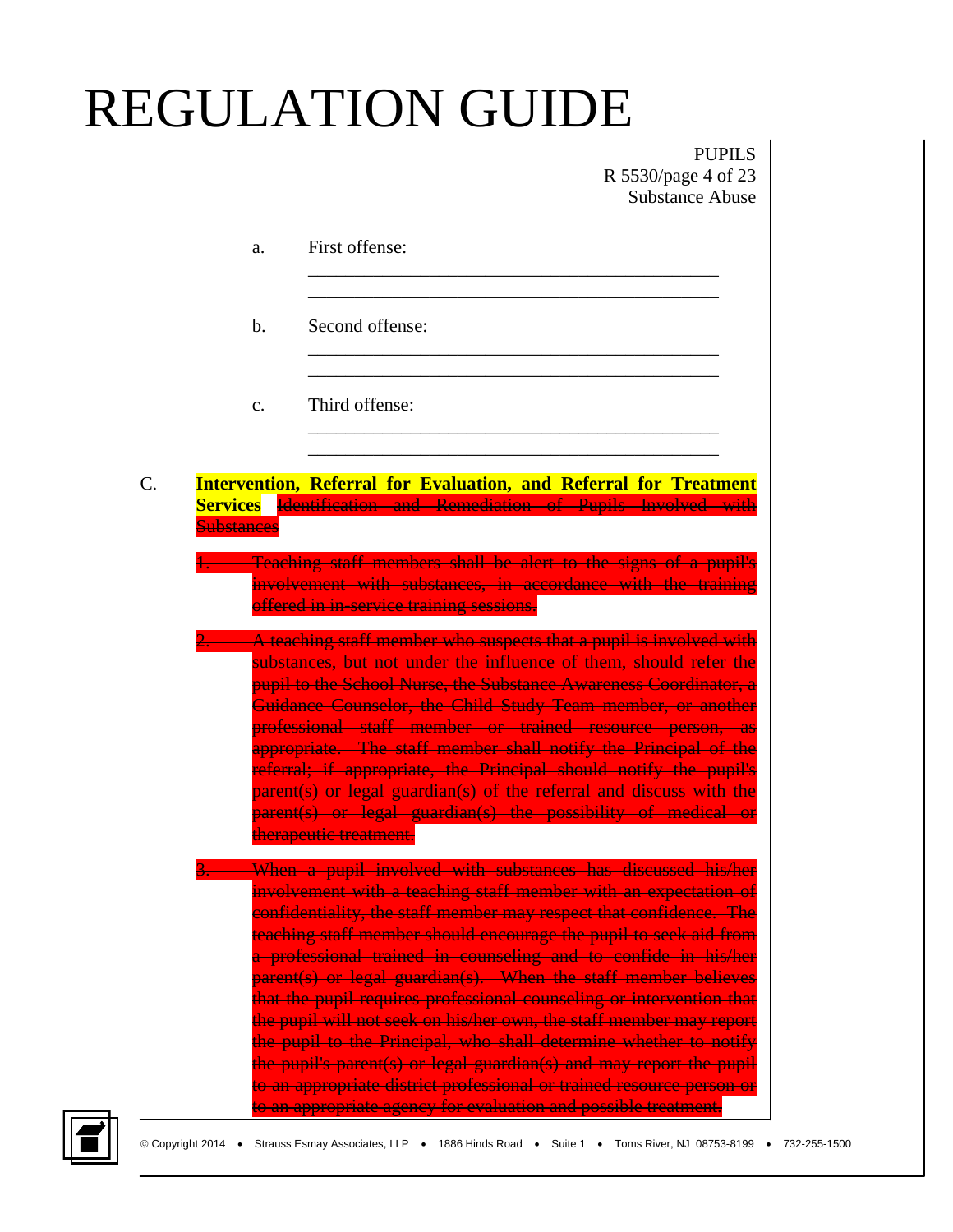a. First offense:

_____________________________________________

_____________________________________________

b. Second offense:

_____________________________________________

_____________________________________________

c. Third offense:

_____________________________________________

_____________________________________________

C. **Intervention, Referral for Evaluation, and Referral for Treatment Services** ~~Identification and Remediation of Pupils Involved with Substances~~

~~1. Teaching staff members shall be alert to the signs of a pupil's involvement with substances, in accordance with the training offered in in-service training sessions.~~

~~2. A teaching staff member who suspects that a pupil is involved with substances, but not under the influence of them, should refer the pupil to the School Nurse, the Substance Awareness Coordinator, a Guidance Counselor, the Child Study Team member, or another professional staff member or trained resource person, as appropriate. The staff member shall notify the Principal of the referral; if appropriate, the Principal should notify the pupil's parent(s) or legal guardian(s) of the referral and discuss with the parent(s) or legal guardian(s) the possibility of medical or therapeutic treatment.~~

~~3. When a pupil involved with substances has discussed his/her involvement with a teaching staff member with an expectation of confidentiality, the staff member may respect that confidence. The teaching staff member should encourage the pupil to seek aid from a professional trained in counseling and to confide in his/her parent(s) or legal guardian(s). When the staff member believes that the pupil requires professional counseling or intervention that the pupil will not seek on his/her own, the staff member may report the pupil to the Principal, who shall determine whether to notify the pupil's parent(s) or legal guardian(s) and may report the pupil to an appropriate district professional or trained resource person or to an appropriate agency for evaluation and possible treatment.~~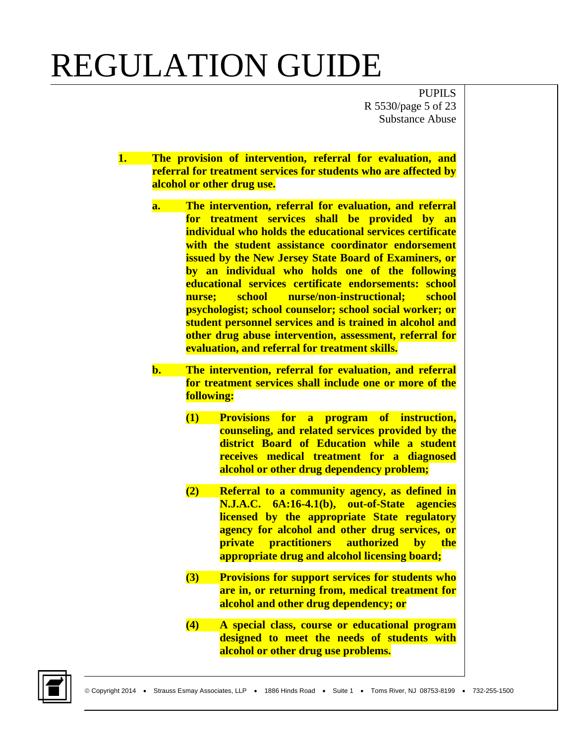**1. The provision of intervention, referral for evaluation, and referral for treatment services for students who are affected by alcohol or other drug use.**

**a. The intervention, referral for evaluation, and referral for treatment services shall be provided by an individual who holds the educational services certificate with the student assistance coordinator endorsement issued by the New Jersey State Board of Examiners, or by an individual who holds one of the following educational services certificate endorsements: school nurse; school nurse/non-instructional; school psychologist; school counselor; school social worker; or student personnel services and is trained in alcohol and other drug abuse intervention, assessment, referral for evaluation, and referral for treatment skills.**

**b. The intervention, referral for evaluation, and referral for treatment services shall include one or more of the following:**

**(1) Provisions for a program of instruction, counseling, and related services provided by the district Board of Education while a student receives medical treatment for a diagnosed alcohol or other drug dependency problem;**

**(2) Referral to a community agency, as defined in N.J.A.C. 6A:16-4.1(b), out-of-State agencies licensed by the appropriate State regulatory agency for alcohol and other drug services, or private practitioners authorized by the appropriate drug and alcohol licensing board;**

**(3) Provisions for support services for students who are in, or returning from, medical treatment for alcohol and other drug dependency; or**

**(4) A special class, course or educational program designed to meet the needs of students with alcohol or other drug use problems.**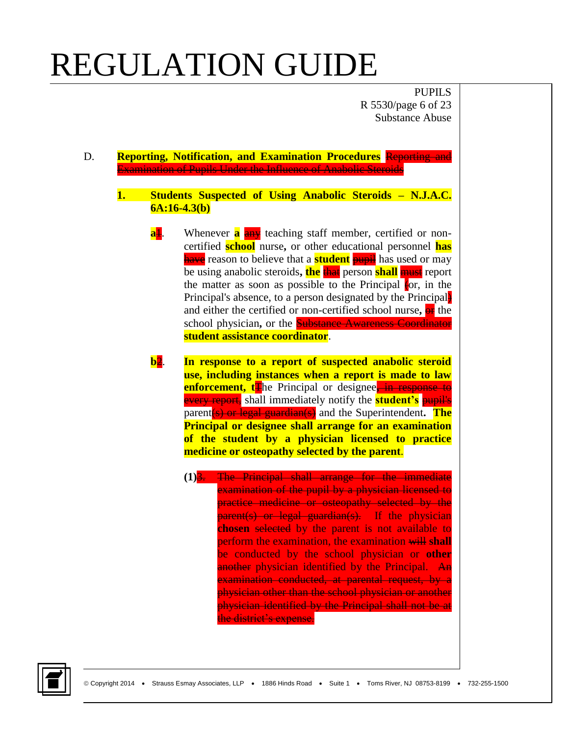# REGULATION GUIDE

PUPILS
R 5530/page 6 of 23
Substance Abuse

D. **Reporting, Notification, and Examination Procedures** ~~Reporting and Examination of Pupils Under the Influence of Anabolic Steroids~~

**1. Students Suspected of Using Anabolic Steroids – N.J.A.C. 6A:16-4.3(b)**

**a**~~1~~. Whenever **a** ~~any~~ teaching staff member, certified or non-certified **school** nurse**,** or other educational personnel **has** ~~have~~ reason to believe that a **student** ~~pupil~~ has used or may be using anabolic steroids**,** **the** ~~that~~ person **shall** ~~must~~ report the matter as soon as possible to the Principal ~~(~~or, in the Principal's absence, to a person designated by the Principal~~)~~ and either the certified or non-certified school nurse**,** ~~or~~ the school physician**,** or the ~~Substance Awareness Coordinator~~ **student assistance coordinator**.

**b**~~2~~. **In response to a report of suspected anabolic steroid use, including instances when a report is made to law enforcement, t**~~T~~he Principal or designee~~, in response to every report,~~ shall immediately notify the **student's** ~~pupil's~~ parent~~(s) or legal guardian(s)~~ and the Superintendent**.** **The Principal or designee shall arrange for an examination of the student by a physician licensed to practice medicine or osteopathy selected by the parent**.

**(1)**~~3.~~ ~~The Principal shall arrange for the immediate examination of the pupil by a physician licensed to practice medicine or osteopathy selected by the parent(s) or legal guardian(s).~~ If the physician **chosen** ~~selected~~ by the parent is not available to perform the examination, the examination ~~will~~ **shall** be conducted by the school physician or **other** ~~another~~ physician identified by the Principal. ~~An examination conducted, at parental request, by a physician other than the school physician or another physician identified by the Principal shall not be at the district's expense.~~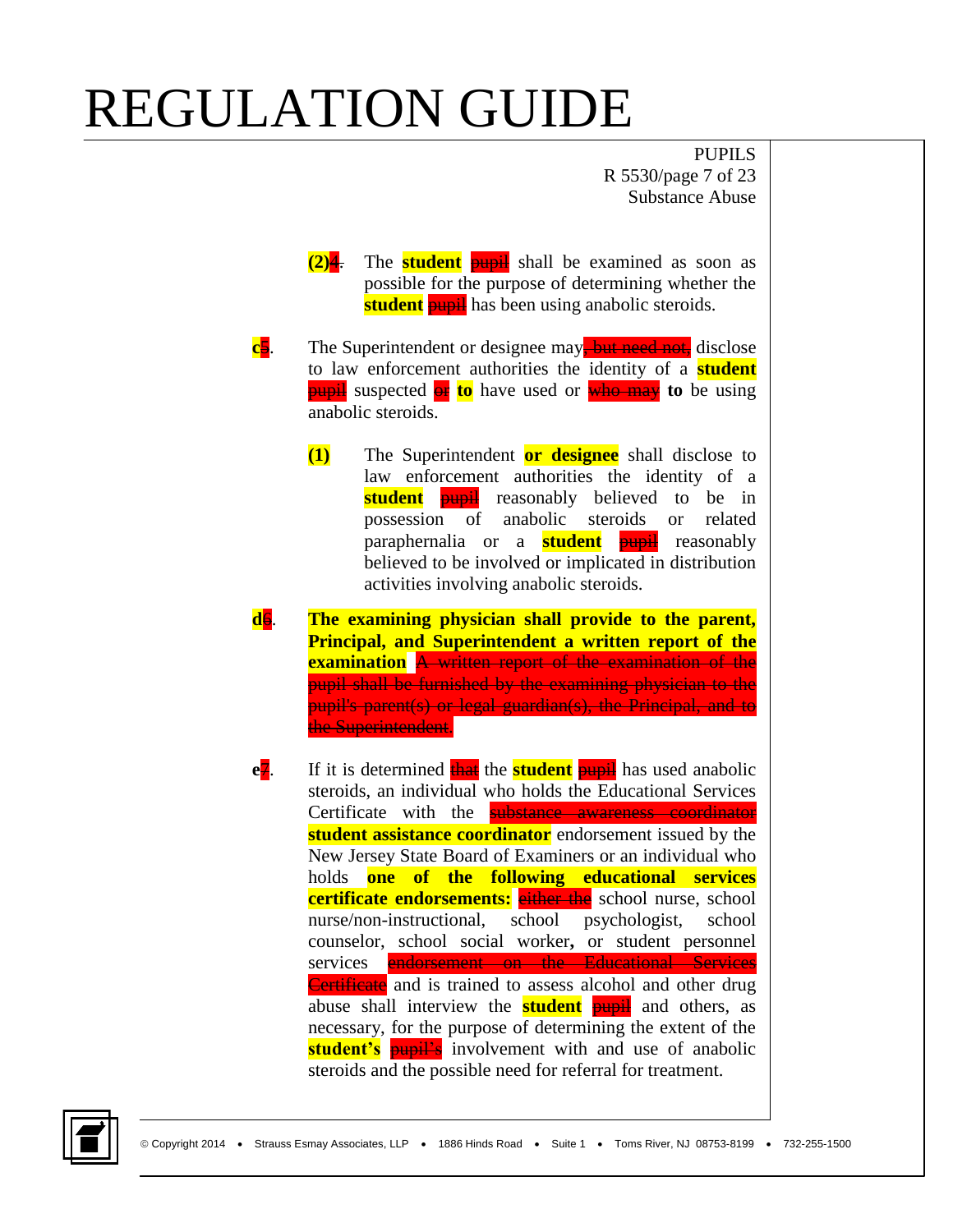(2)~~4.~~ The **student** ~~pupil~~ shall be examined as soon as possible for the purpose of determining whether the **student** ~~pupil~~ has been using anabolic steroids.

c~~5~~. The Superintendent or designee may~~, but need not,~~ disclose to law enforcement authorities the identity of a **student** ~~pupil~~ suspected ~~or~~ **to** have used or ~~who may~~ **to** be using anabolic steroids.

**(1)** The Superintendent **or designee** shall disclose to law enforcement authorities the identity of a **student** ~~pupil~~ reasonably believed to be in possession of anabolic steroids or related paraphernalia or a **student** ~~pupil~~ reasonably believed to be involved or implicated in distribution activities involving anabolic steroids.

d~~6~~. **The examining physician shall provide to the parent, Principal, and Superintendent a written report of the examination** ~~A written report of the examination of the pupil shall be furnished by the examining physician to the pupil's parent(s) or legal guardian(s), the Principal, and to the Superintendent.~~

e~~7~~. If it is determined ~~that~~ the **student** ~~pupil~~ has used anabolic steroids, an individual who holds the Educational Services Certificate with the ~~substance awareness coordinator~~ **student assistance coordinator** endorsement issued by the New Jersey State Board of Examiners or an individual who holds **one of the following educational services certificate endorsements:** ~~either the~~ school nurse, school nurse/non-instructional, school psychologist, school counselor, school social worker**,** or student personnel services ~~endorsement on the Educational Services Certificate~~ and is trained to assess alcohol and other drug abuse shall interview the **student** ~~pupil~~ and others, as necessary, for the purpose of determining the extent of the **student's** ~~pupil's~~ involvement with and use of anabolic steroids and the possible need for referral for treatment.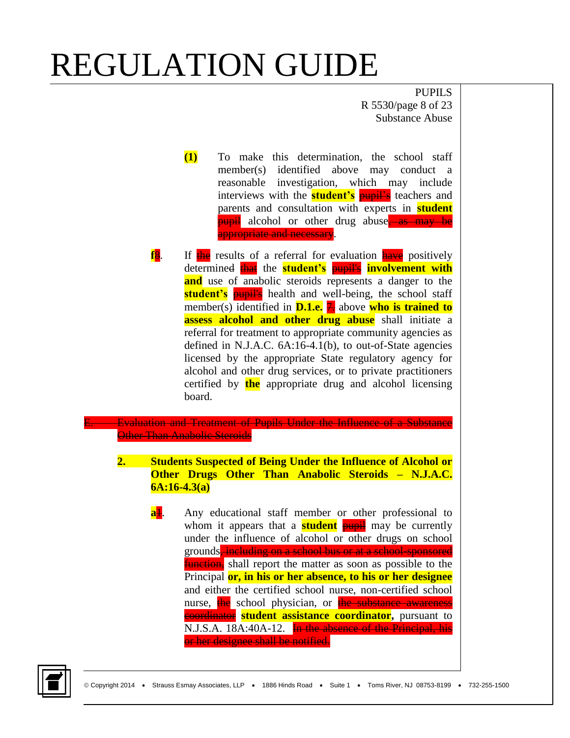(1) To make this determination, the school staff member(s) identified above may conduct a reasonable investigation, which may include interviews with the **student's** ~~pupil's~~ teachers and parents and consultation with experts in **student** ~~pupil~~ alcohol or other drug abuse~~, as may be appropriate and necessary~~.

**f**~~8~~. If ~~the~~ results of a referral for evaluation ~~have~~ positively determined ~~that~~ the **student's** ~~pupil's~~ **involvement with and** use of anabolic steroids represents a danger to the **student's** ~~pupil's~~ health and well-being, the school staff member(s) identified in **D.1.e.** ~~7.~~ above **who is trained to assess alcohol and other drug abuse** shall initiate a referral for treatment to appropriate community agencies as defined in N.J.A.C. 6A:16-4.1(b), to out-of-State agencies licensed by the appropriate State regulatory agency for alcohol and other drug services, or to private practitioners certified by **the** appropriate drug and alcohol licensing board.

~~E. Evaluation and Treatment of Pupils Under the Influence of a Substance Other Than Anabolic Steroids~~

**2. Students Suspected of Being Under the Influence of Alcohol or Other Drugs Other Than Anabolic Steroids – N.J.A.C. 6A:16-4.3(a)**

**a**~~1~~. Any educational staff member or other professional to whom it appears that a **student** ~~pupil~~ may be currently under the influence of alcohol or other drugs on school grounds~~, including on a school bus or at a school-sponsored function,~~ shall report the matter as soon as possible to the Principal **or, in his or her absence, to his or her designee** and either the certified school nurse, non-certified school nurse, ~~the~~ school physician, or ~~the substance awareness coordinator~~ **student assistance coordinator,** pursuant to N.J.S.A. 18A:40A-12. ~~In the absence of the Principal, his or her designee shall be notified.~~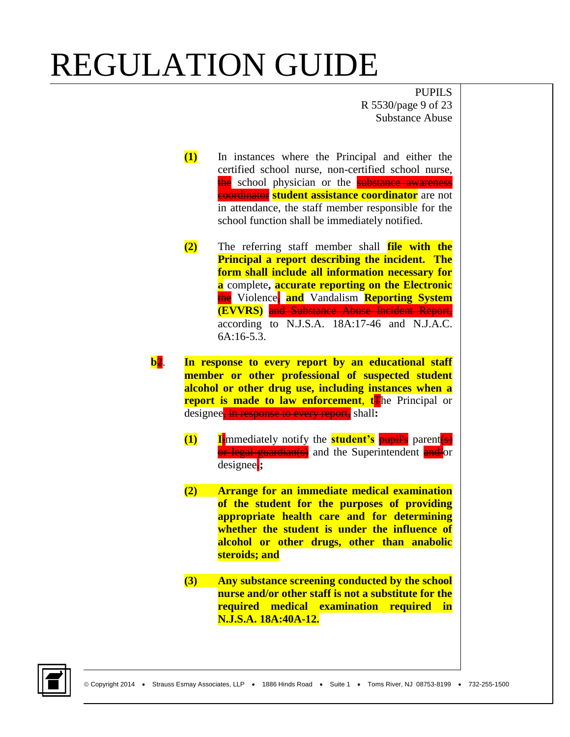**(1)** In instances where the Principal and either the certified school nurse, non-certified school nurse, ~~the~~ school physician or the ~~substance awareness coordinator~~ **student assistance coordinator** are not in attendance, the staff member responsible for the school function shall be immediately notified.

**(2)** The referring staff member shall **file with the Principal a report describing the incident. The form shall include all information necessary for a** complete**, accurate reporting on the Electronic** ~~the~~ Violence~~,~~ **and** Vandalism **Reporting System (EVVRS)** ~~and Substance Abuse Incident Report,~~ according to N.J.S.A. 18A:17-46 and N.J.A.C. 6A:16-5.3.

**b**~~2~~. **In response to every report by an educational staff member or other professional of suspected student alcohol or other drug use, including instances when a report is made to law enforcement**, **t**~~T~~he Principal or designee~~, in response to every report,~~ shall**:**

**(1)** **I**~~I~~mmediately notify the **student's** ~~pupil's~~ parent~~(s) or legal guardian(s)~~ and the Superintendent ~~and/~~or designee~~.~~**;**

**(2)** **Arrange for an immediate medical examination of the student for the purposes of providing appropriate health care and for determining whether the student is under the influence of alcohol or other drugs, other than anabolic steroids; and**

**(3)** **Any substance screening conducted by the school nurse and/or other staff is not a substitute for the required medical examination required in N.J.S.A. 18A:40A-12.**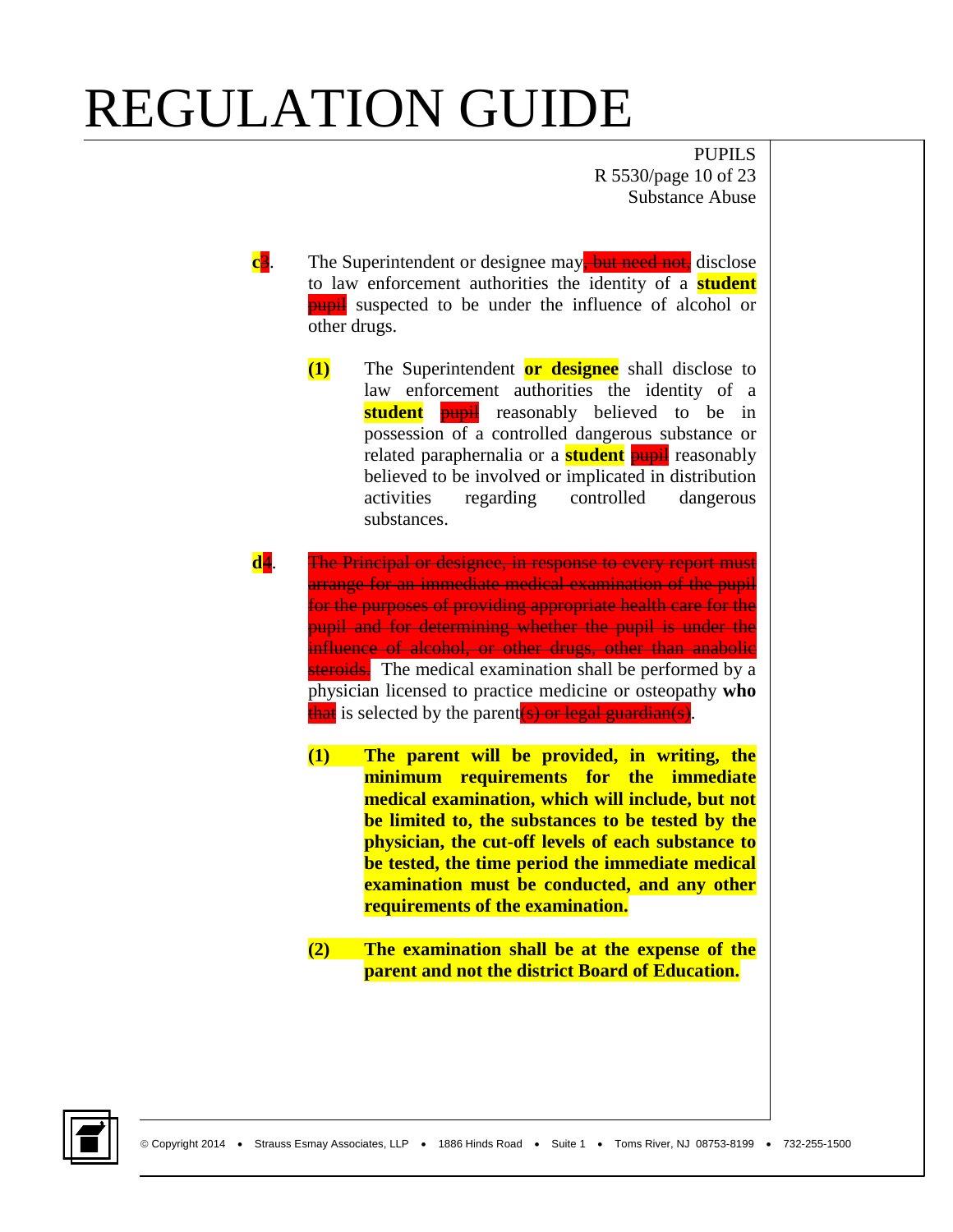# REGULATION GUIDE

PUPILS
R 5530/page 10 of 23
Substance Abuse

c3. The Superintendent or designee may~~, but need not,~~ disclose to law enforcement authorities the identity of a **student** ~~pupil~~ suspected to be under the influence of alcohol or other drugs.

**(1)** The Superintendent **or designee** shall disclose to law enforcement authorities the identity of a **student** ~~pupil~~ reasonably believed to be in possession of a controlled dangerous substance or related paraphernalia or a **student** ~~pupil~~ reasonably believed to be involved or implicated in distribution activities regarding controlled dangerous substances.

d4. ~~The Principal or designee, in response to every report must arrange for an immediate medical examination of the pupil for the purposes of providing appropriate health care for the pupil and for determining whether the pupil is under the influence of alcohol, or other drugs, other than anabolic steroids.~~ The medical examination shall be performed by a physician licensed to practice medicine or osteopathy **who** ~~that~~ is selected by the parent~~(s) or legal guardian(s)~~.

**(1) The parent will be provided, in writing, the minimum requirements for the immediate medical examination, which will include, but not be limited to, the substances to be tested by the physician, the cut-off levels of each substance to be tested, the time period the immediate medical examination must be conducted, and any other requirements of the examination.**

**(2) The examination shall be at the expense of the parent and not the district Board of Education.**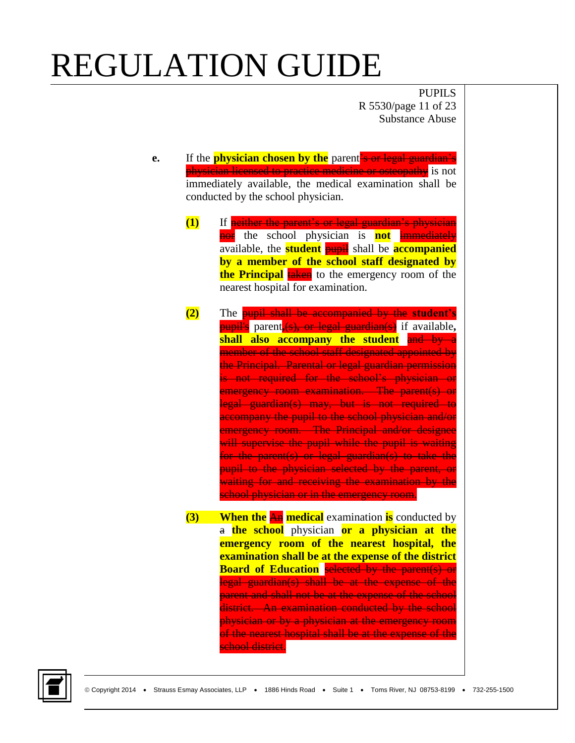# REGULATION GUIDE

PUPILS
R 5530/page 11 of 23
Substance Abuse

e. If the **physician chosen by the** parent~~'s or legal guardian's physician licensed to practice medicine or osteopathy~~ is not immediately available, the medical examination shall be conducted by the school physician.

**(1)** If ~~neither the parent's or legal guardian's physician nor~~ the school physician is **not** ~~immediately~~ available, the **student** ~~pupil~~ shall be **accompanied by a member of the school staff designated by the Principal** ~~taken~~ to the emergency room of the nearest hospital for examination.

**(2)** The ~~pupil shall be accompanied by the~~ **student's** ~~pupil's~~ parent~~(s), or legal guardian(s)~~ if available**, shall also accompany the student** ~~and by a member of the school staff designated appointed by the Principal. Parental or legal guardian permission is not required for the school's physician or emergency room examination. The parent(s) or legal guardian(s) may, but is not required to accompany the pupil to the school physician and/or emergency room. The Principal and/or designee will supervise the pupil while the pupil is waiting for the parent(s) or legal guardian(s) to take the pupil to the physician selected by the parent, or waiting for and receiving the examination by the school physician or in the emergency room.~~

**(3)** **When the** ~~An~~ **medical** examination **is** conducted by ~~a~~ **the school** physician **or a physician at the emergency room of the nearest hospital, the examination shall be at the expense of the district Board of Education** ~~selected by the parent(s) or legal guardian(s) shall be at the expense of the parent and shall not be at the expense of the school district. An examination conducted by the school physician or by a physician at the emergency room of the nearest hospital shall be at the expense of the school district.~~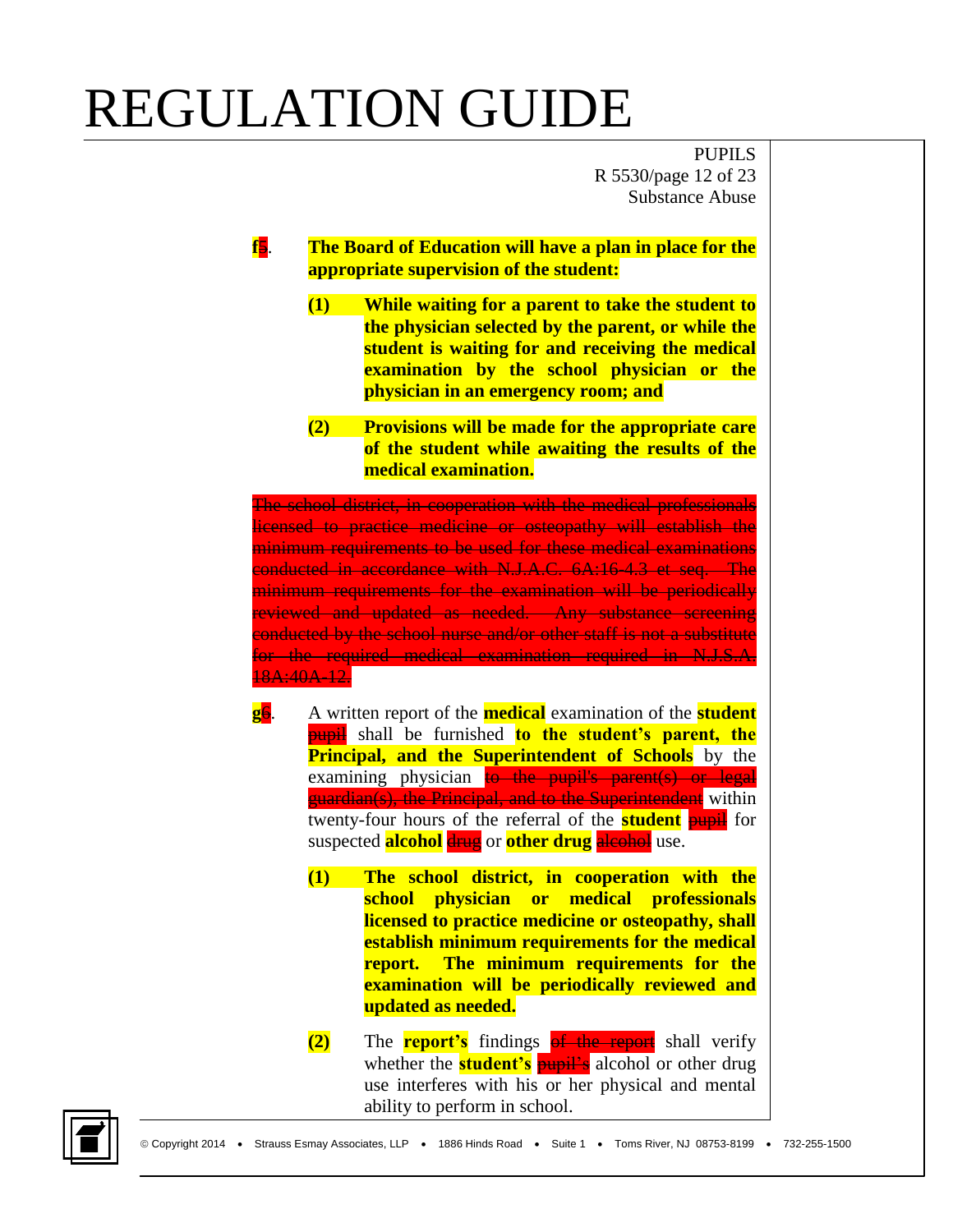# REGULATION GUIDE

f5. **The Board of Education will have a plan in place for the appropriate supervision of the student:**

(1) **While waiting for a parent to take the student to the physician selected by the parent, or while the student is waiting for and receiving the medical examination by the school physician or the physician in an emergency room; and**

(2) **Provisions will be made for the appropriate care of the student while awaiting the results of the medical examination.**

~~The school district, in cooperation with the medical professionals licensed to practice medicine or osteopathy will establish the minimum requirements to be used for these medical examinations conducted in accordance with N.J.A.C. 6A:16-4.3 et seq. The minimum requirements for the examination will be periodically reviewed and updated as needed. Any substance screening conducted by the school nurse and/or other staff is not a substitute for the required medical examination required in N.J.S.A. 18A:40A-12.~~

g6. A written report of the **medical** examination of the **student** ~~pupil~~ shall be furnished **to the student's parent, the Principal, and the Superintendent of Schools** by the examining physician ~~to the pupil's parent(s) or legal guardian(s), the Principal, and to the Superintendent~~ within twenty-four hours of the referral of the **student** ~~pupil~~ for suspected **alcohol** ~~drug~~ or **other drug** ~~alcohol~~ use.

(1) **The school district, in cooperation with the school physician or medical professionals licensed to practice medicine or osteopathy, shall establish minimum requirements for the medical report. The minimum requirements for the examination will be periodically reviewed and updated as needed.**

**(2)** The **report's** findings ~~of the report~~ shall verify whether the **student's** ~~pupil's~~ alcohol or other drug use interferes with his or her physical and mental ability to perform in school.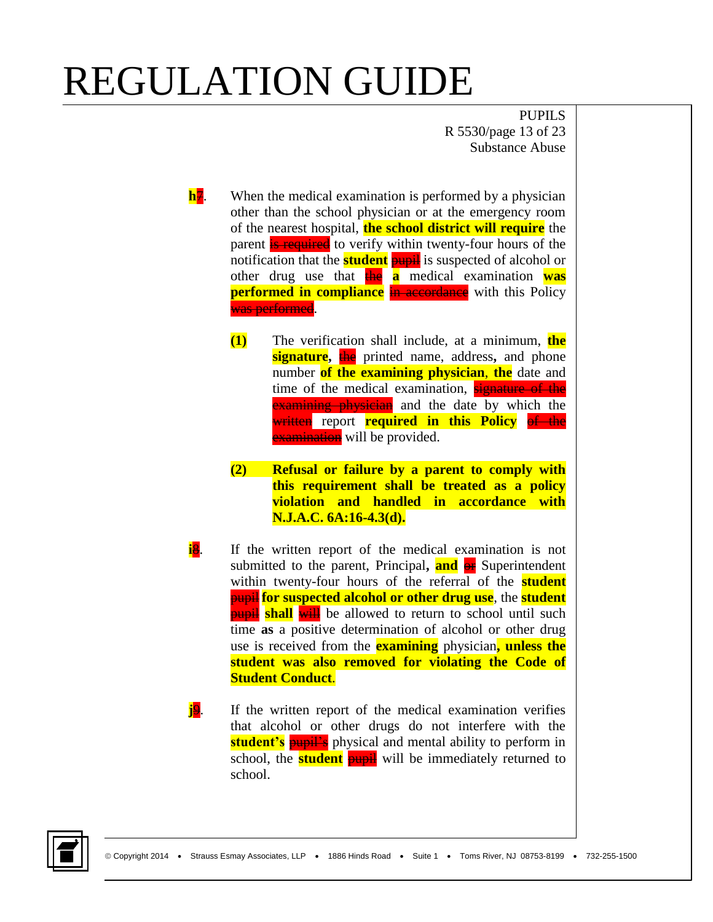**h**~~7~~. When the medical examination is performed by a physician other than the school physician or at the emergency room of the nearest hospital, **the school district will require** the parent ~~is required~~ to verify within twenty-four hours of the notification that the **student** ~~pupil~~ is suspected of alcohol or other drug use that ~~the~~ **a** medical examination **was performed in compliance** ~~in accordance~~ with this Policy ~~was performed~~.

**(1)** The verification shall include, at a minimum, **the signature,** ~~the~~ printed name, address**,** and phone number **of the examining physician**, **the** date and time of the medical examination, ~~signature of the examining physician~~ and the date by which the ~~written~~ report **required in this Policy** ~~of the examination~~ will be provided.

**(2) Refusal or failure by a parent to comply with this requirement shall be treated as a policy violation and handled in accordance with N.J.A.C. 6A:16-4.3(d).**

**i**~~8~~. If the written report of the medical examination is not submitted to the parent, Principal**,** **and** ~~or~~ Superintendent within twenty-four hours of the referral of the **student** ~~pupil~~ **for suspected alcohol or other drug use**, the **student** ~~pupil~~ **shall** ~~will~~ be allowed to return to school until such time **as** a positive determination of alcohol or other drug use is received from the **examining** physician**, unless the student was also removed for violating the Code of Student Conduct**.

**j**~~9~~. If the written report of the medical examination verifies that alcohol or other drugs do not interfere with the **student's** ~~pupil's~~ physical and mental ability to perform in school, the **student** ~~pupil~~ will be immediately returned to school.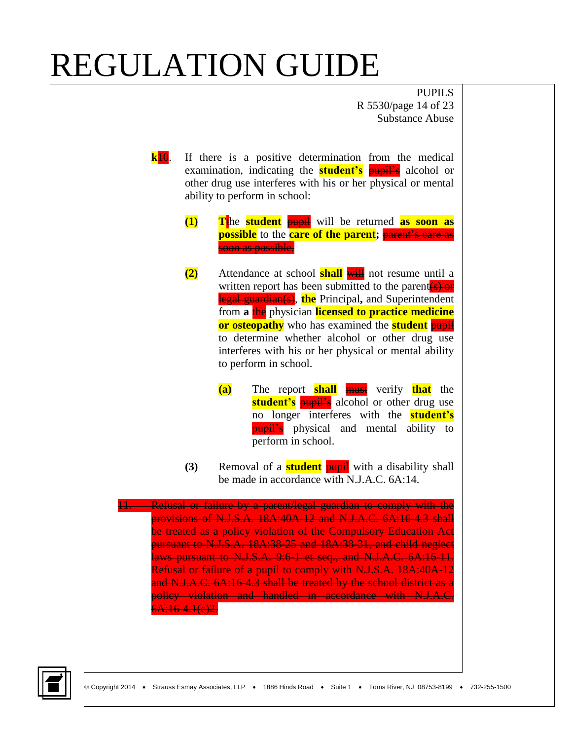**k**~~10~~. If there is a positive determination from the medical examination, indicating the **student's** ~~pupil's~~ alcohol or other drug use interferes with his or her physical or mental ability to perform in school:

**(1)** **T**~~t~~he **student** ~~pupil~~ will be returned **as soon as possible** to the **care of the parent;** ~~parent's care as soon as possible.~~

**(2)** Attendance at school **shall** ~~will~~ not resume until a written report has been submitted to the parent~~(s) or legal guardian(s)~~, **the** Principal**,** and Superintendent from **a** ~~the~~ physician **licensed to practice medicine or osteopathy** who has examined the **student** ~~pupil~~ to determine whether alcohol or other drug use interferes with his or her physical or mental ability to perform in school.

**(a)** The report **shall** ~~must~~ verify **that** the **student's** ~~pupil's~~ alcohol or other drug use no longer interferes with the **student's** ~~pupil's~~ physical and mental ability to perform in school.

**(3)** Removal of a **student** ~~pupil~~ with a disability shall be made in accordance with N.J.A.C. 6A:14.

~~11. Refusal or failure by a parent/legal guardian to comply with the provisions of N.J.S.A. 18A:40A-12 and N.J.A.C. 6A:16-4.3 shall be treated as a policy violation of the Compulsory Education Act pursuant to N.J.S.A. 18A:38-25 and 18A:38-31, and child neglect laws pursuant to N.J.S.A. 9:6-1 et seq., and N.J.A.C. 6A:16-11. Refusal or failure of a pupil to comply with N.J.S.A. 18A:40A-12 and N.J.A.C. 6A:16-4.3 shall be treated by the school district as a policy violation and handled in accordance with N.J.A.C. 6A:16-4.1(c)2.~~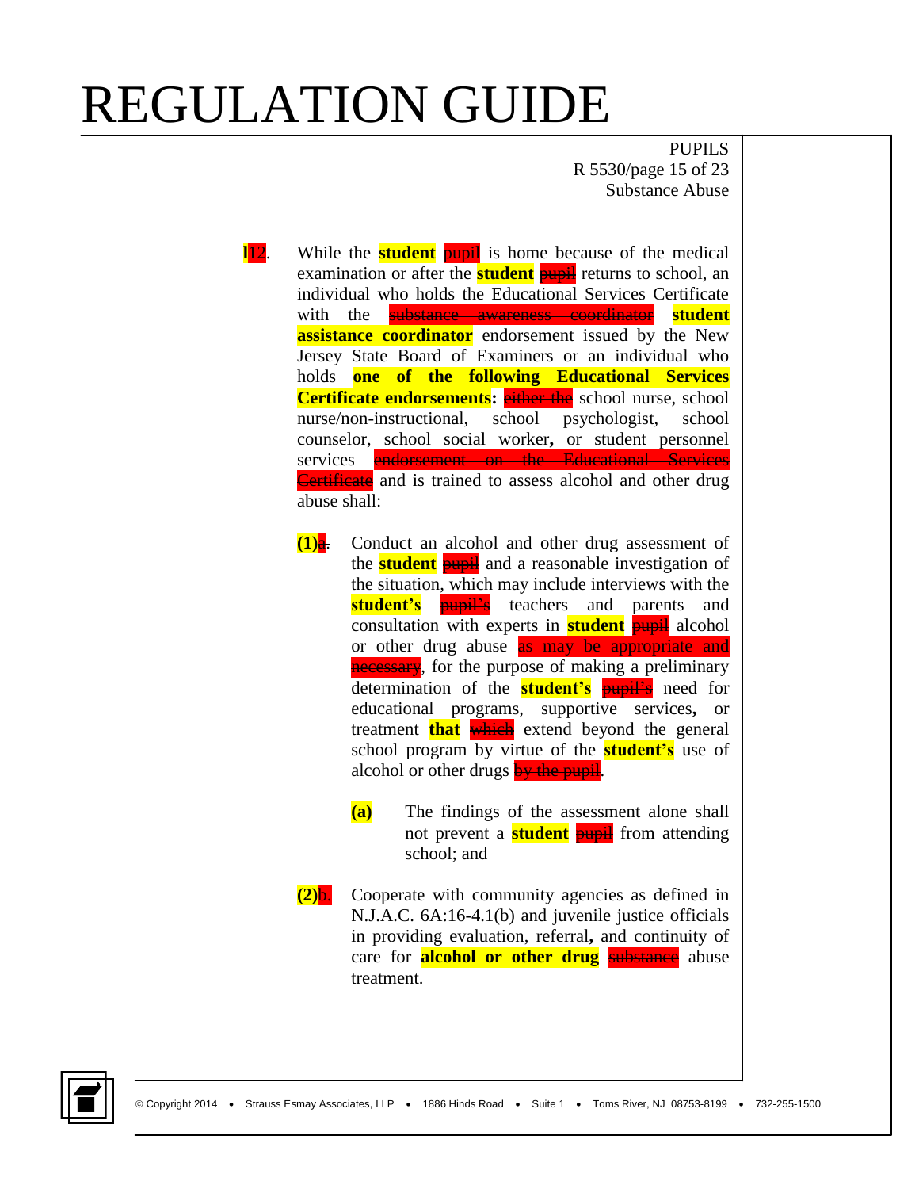# REGULATION GUIDE

PUPILS
R 5530/page 15 of 23
Substance Abuse

**1**~~12~~. While the **student** ~~pupil~~ is home because of the medical examination or after the **student** ~~pupil~~ returns to school, an individual who holds the Educational Services Certificate with the ~~substance awareness coordinator~~ **student assistance coordinator** endorsement issued by the New Jersey State Board of Examiners or an individual who holds **one of the following Educational Services Certificate endorsements:** ~~either the~~ school nurse, school nurse/non-instructional, school psychologist, school counselor, school social worker**,** or student personnel services ~~endorsement on the Educational Services Certificate~~ and is trained to assess alcohol and other drug abuse shall:

**(1)**~~a.~~ Conduct an alcohol and other drug assessment of the **student** ~~pupil~~ and a reasonable investigation of the situation, which may include interviews with the **student's** ~~pupil's~~ teachers and parents and consultation with experts in **student** ~~pupil~~ alcohol or other drug abuse ~~as may be appropriate and necessary~~, for the purpose of making a preliminary determination of the **student's** ~~pupil's~~ need for educational programs, supportive services**,** or treatment **that** ~~which~~ extend beyond the general school program by virtue of the **student's** use of alcohol or other drugs ~~by the pupil~~.

**(a)** The findings of the assessment alone shall not prevent a **student** ~~pupil~~ from attending school; and

**(2)**~~b.~~ Cooperate with community agencies as defined in N.J.A.C. 6A:16-4.1(b) and juvenile justice officials in providing evaluation, referral**,** and continuity of care for **alcohol or other drug** ~~substance~~ abuse treatment.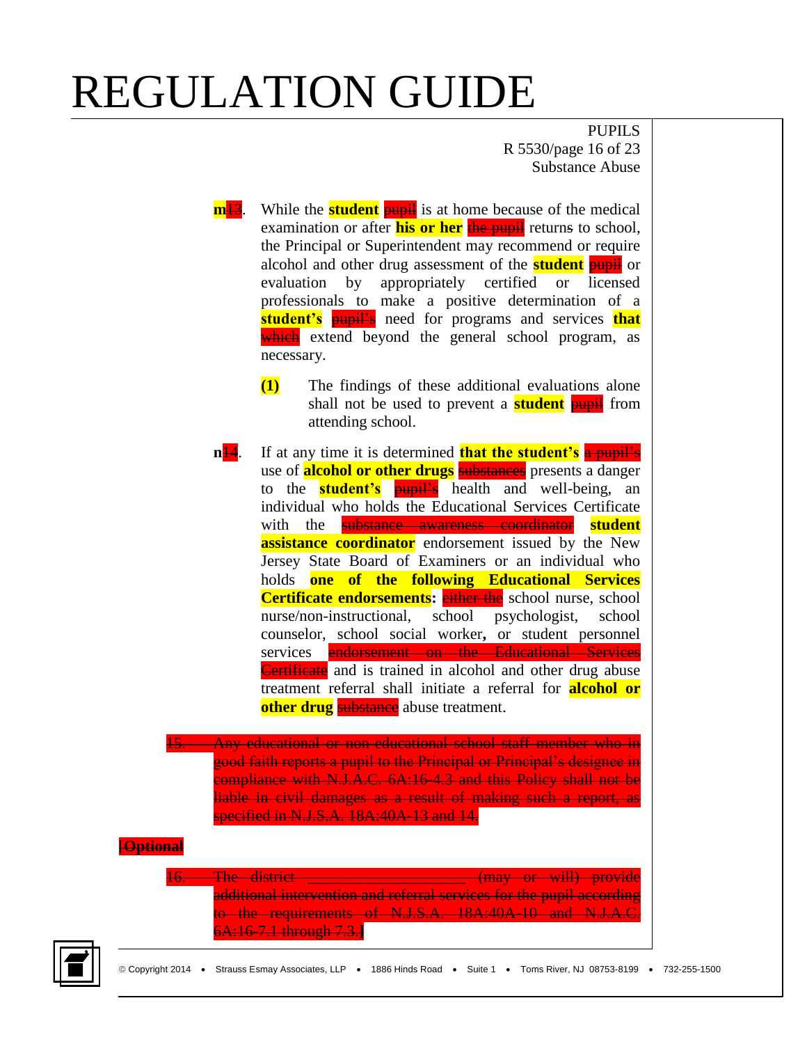m13. While the **student** ~~pupil~~ is at home because of the medical examination or after **his or her** ~~the pupil~~ returns to school, the Principal or Superintendent may recommend or require alcohol and other drug assessment of the **student** ~~pupil~~ or evaluation by appropriately certified or licensed professionals to make a positive determination of a **student's** ~~pupil's~~ need for programs and services **that** ~~which~~ extend beyond the general school program, as necessary.

**(1)** The findings of these additional evaluations alone shall not be used to prevent a **student** ~~pupil~~ from attending school.

n14. If at any time it is determined **that the student's** ~~a pupil's~~ use of **alcohol or other drugs** ~~substances~~ presents a danger to the **student's** ~~pupil's~~ health and well-being, an individual who holds the Educational Services Certificate with the ~~substance awareness coordinator~~ **student assistance coordinator** endorsement issued by the New Jersey State Board of Examiners or an individual who holds **one of the following Educational Services Certificate endorsements:** ~~either the~~ school nurse, school nurse/non-instructional, school psychologist, school counselor, school social worker**,** or student personnel services ~~endorsement on the Educational Services Certificate~~ and is trained in alcohol and other drug abuse treatment referral shall initiate a referral for **alcohol or other drug** ~~substance~~ abuse treatment.

~~15. Any educational or non-educational school staff member who in good faith reports a pupil to the Principal or Principal's designee in compliance with N.J.A.C. 6A:16-4.3 and this Policy shall not be liable in civil damages as a result of making such a report, as specified in N.J.S.A. 18A:40A-13 and 14.~~

~~[Optional~~

~~16. The district \_\_\_\_\_\_\_\_\_\_\_\_\_\_\_\_\_\_\_\_\_ (may or will) provide additional intervention and referral services for the pupil according to the requirements of N.J.S.A. 18A:40A-10 and N.J.A.C. 6A:16-7.1 through 7.3.]~~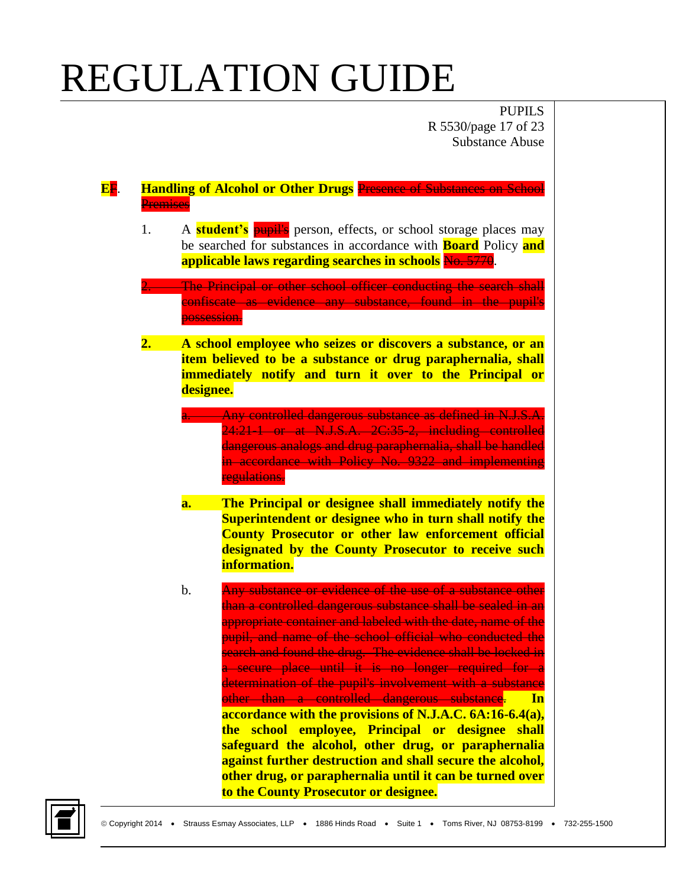E~~I~~. **Handling of Alcohol or Other Drugs** ~~Presence of Substances on School Premises~~

1. A **student's** ~~pupil's~~ person, effects, or school storage places may be searched for substances in accordance with **Board** Policy **and applicable laws regarding searches in schools** ~~No. 5770~~.

~~2. The Principal or other school officer conducting the search shall confiscate as evidence any substance, found in the pupil's possession.~~

**2. A school employee who seizes or discovers a substance, or an item believed to be a substance or drug paraphernalia, shall immediately notify and turn it over to the Principal or designee.**

~~a. Any controlled dangerous substance as defined in N.J.S.A. 24:21-1 or at N.J.S.A. 2C:35-2, including controlled dangerous analogs and drug paraphernalia, shall be handled in accordance with Policy No. 9322 and implementing regulations.~~

**a. The Principal or designee shall immediately notify the Superintendent or designee who in turn shall notify the County Prosecutor or other law enforcement official designated by the County Prosecutor to receive such information.**

b. ~~Any substance or evidence of the use of a substance other than a controlled dangerous substance shall be sealed in an appropriate container and labeled with the date, name of the pupil, and name of the school official who conducted the search and found the drug. The evidence shall be locked in a secure place until it is no longer required for a determination of the pupil's involvement with a substance other than a controlled dangerous substance.~~ **In accordance with the provisions of N.J.A.C. 6A:16-6.4(a), the school employee, Principal or designee shall safeguard the alcohol, other drug, or paraphernalia against further destruction and shall secure the alcohol, other drug, or paraphernalia until it can be turned over to the County Prosecutor or designee.**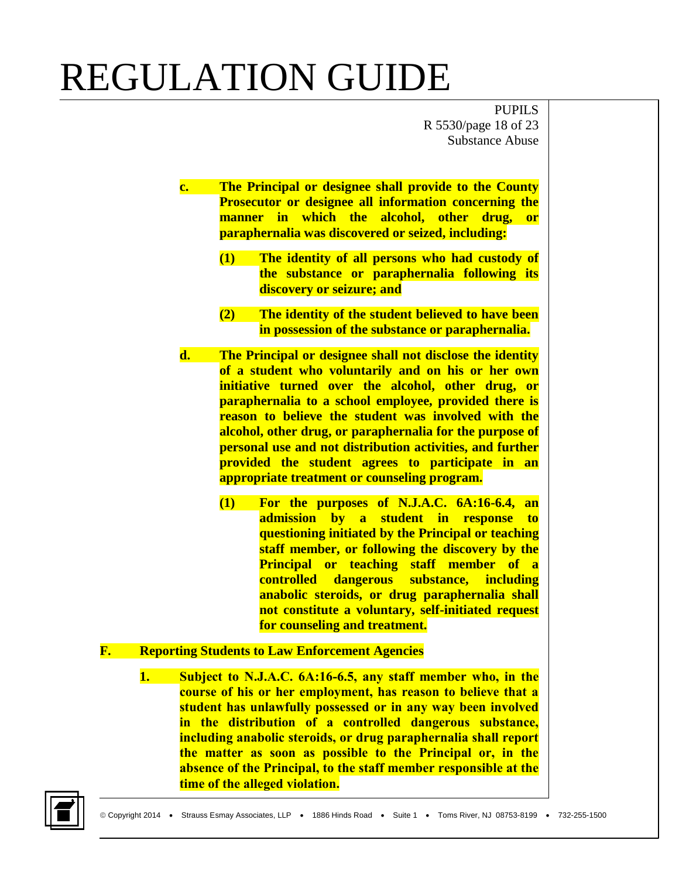c. **The Principal or designee shall provide to the County Prosecutor or designee all information concerning the manner in which the alcohol, other drug, or paraphernalia was discovered or seized, including:**

   (1) **The identity of all persons who had custody of the substance or paraphernalia following its discovery or seizure; and**

   (2) **The identity of the student believed to have been in possession of the substance or paraphernalia.**

d. **The Principal or designee shall not disclose the identity of a student who voluntarily and on his or her own initiative turned over the alcohol, other drug, or paraphernalia to a school employee, provided there is reason to believe the student was involved with the alcohol, other drug, or paraphernalia for the purpose of personal use and not distribution activities, and further provided the student agrees to participate in an appropriate treatment or counseling program.**

   (1) **For the purposes of N.J.A.C. 6A:16-6.4, an admission by a student in response to questioning initiated by the Principal or teaching staff member, or following the discovery by the Principal or teaching staff member of a controlled dangerous substance, including anabolic steroids, or drug paraphernalia shall not constitute a voluntary, self-initiated request for counseling and treatment.**

## F. Reporting Students to Law Enforcement Agencies

1. **Subject to N.J.A.C. 6A:16-6.5, any staff member who, in the course of his or her employment, has reason to believe that a student has unlawfully possessed or in any way been involved in the distribution of a controlled dangerous substance, including anabolic steroids, or drug paraphernalia shall report the matter as soon as possible to the Principal or, in the absence of the Principal, to the staff member responsible at the time of the alleged violation.**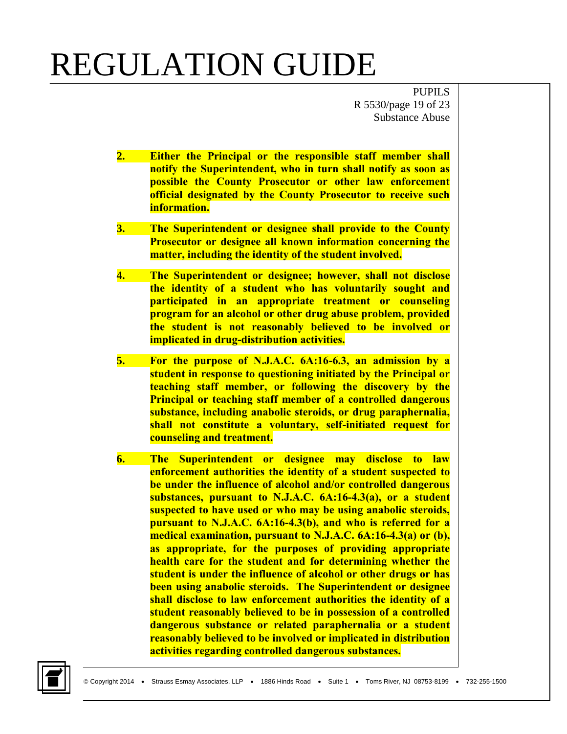2. **Either the Principal or the responsible staff member shall notify the Superintendent, who in turn shall notify as soon as possible the County Prosecutor or other law enforcement official designated by the County Prosecutor to receive such information.**

3. **The Superintendent or designee shall provide to the County Prosecutor or designee all known information concerning the matter, including the identity of the student involved.**

4. **The Superintendent or designee; however, shall not disclose the identity of a student who has voluntarily sought and participated in an appropriate treatment or counseling program for an alcohol or other drug abuse problem, provided the student is not reasonably believed to be involved or implicated in drug-distribution activities.**

5. **For the purpose of N.J.A.C. 6A:16-6.3, an admission by a student in response to questioning initiated by the Principal or teaching staff member, or following the discovery by the Principal or teaching staff member of a controlled dangerous substance, including anabolic steroids, or drug paraphernalia, shall not constitute a voluntary, self-initiated request for counseling and treatment.**

6. **The Superintendent or designee may disclose to law enforcement authorities the identity of a student suspected to be under the influence of alcohol and/or controlled dangerous substances, pursuant to N.J.A.C. 6A:16-4.3(a), or a student suspected to have used or who may be using anabolic steroids, pursuant to N.J.A.C. 6A:16-4.3(b), and who is referred for a medical examination, pursuant to N.J.A.C. 6A:16-4.3(a) or (b), as appropriate, for the purposes of providing appropriate health care for the student and for determining whether the student is under the influence of alcohol or other drugs or has been using anabolic steroids. The Superintendent or designee shall disclose to law enforcement authorities the identity of a student reasonably believed to be in possession of a controlled dangerous substance or related paraphernalia or a student reasonably believed to be involved or implicated in distribution activities regarding controlled dangerous substances.**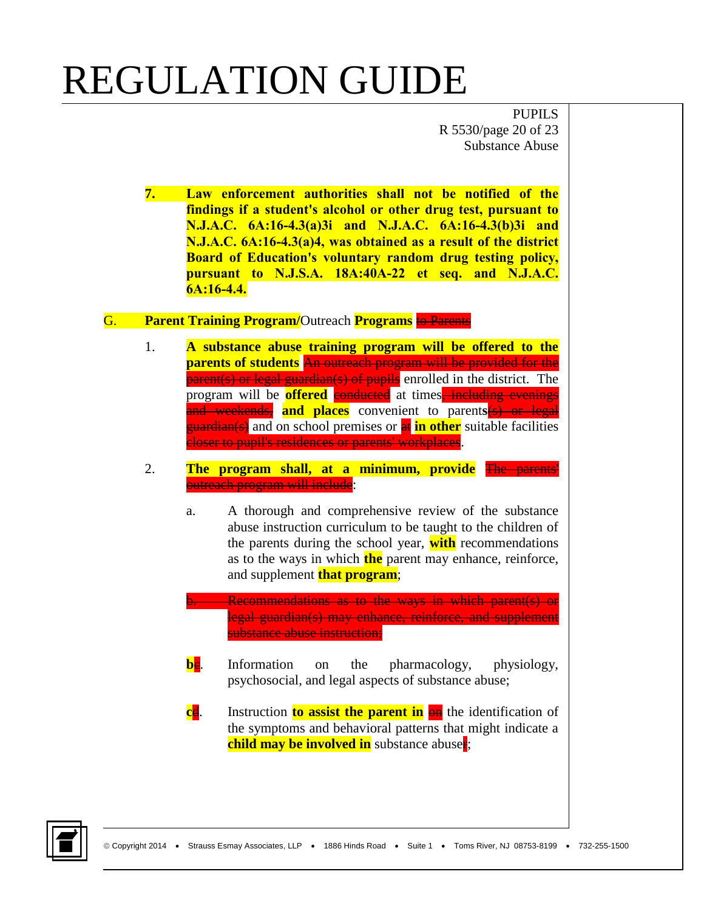7. **Law enforcement authorities shall not be notified of the findings if a student's alcohol or other drug test, pursuant to N.J.A.C. 6A:16-4.3(a)3i and N.J.A.C. 6A:16-4.3(b)3i and N.J.A.C. 6A:16-4.3(a)4, was obtained as a result of the district Board of Education's voluntary random drug testing policy, pursuant to N.J.S.A. 18A:40A-22 et seq. and N.J.A.C. 6A:16-4.4.**

G. **Parent Training Program/**Outreach **Programs** ~~to Parents~~

1. **A substance abuse training program will be offered to the parents of students** ~~An outreach program will be provided for the parent(s) or legal guardian(s) of pupils~~ enrolled in the district. The program will be **offered** ~~conducted~~ at times~~, including evenings and weekends,~~ **and places** convenient to parent**s**~~(s) or legal guardian(s)~~ and on school premises or ~~at~~ **in other** suitable facilities ~~closer to pupil's residences or parents' workplaces~~.

2. **The program shall, at a minimum, provide** ~~The parents' outreach program will include~~:

   a. A thorough and comprehensive review of the substance abuse instruction curriculum to be taught to the children of the parents during the school year, **with** recommendations as to the ways in which **the** parent may enhance, reinforce, and supplement **that program**;

   ~~b. Recommendations as to the ways in which parent(s) or legal guardian(s) may enhance, reinforce, and supplement substance abuse instruction;~~

   **b**~~c~~. Information on the pharmacology, physiology, psychosocial, and legal aspects of substance abuse;

   **c**~~d~~. Instruction **to assist the parent in** ~~on~~ the identification of the symptoms and behavioral patterns that might indicate a **child may be involved in** substance abuse~~r~~;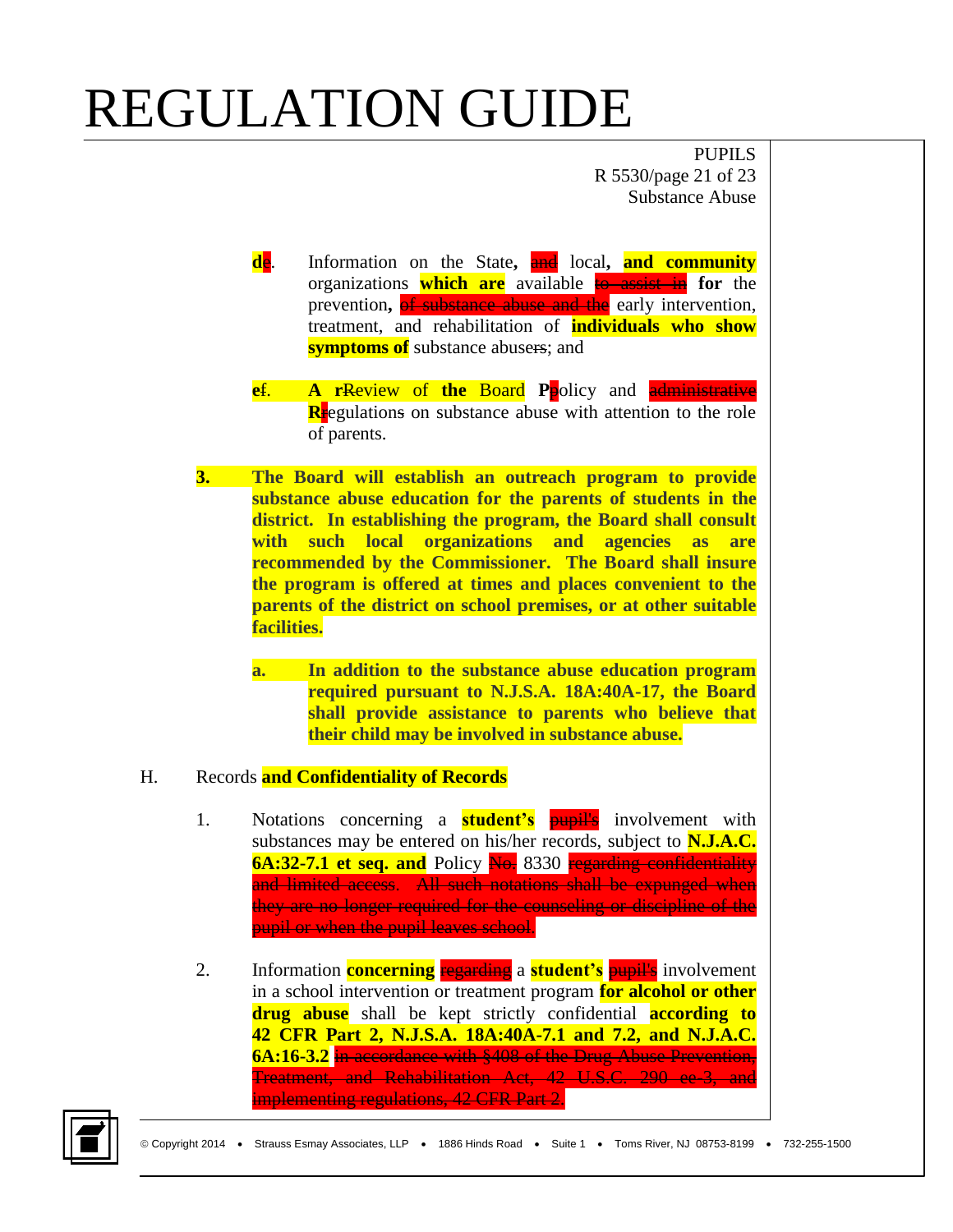d~~e~~. Information on the State, ~~and~~ local, **and community** organizations **which are** available ~~to assist in~~ **for** the prevention, ~~of substance abuse and the~~ early intervention, treatment, and rehabilitation of **individuals who show symptoms of** substance abuser~~s~~; and

e~~f~~. **A** **r**~~R~~eview of **the** Board **P**~~p~~olicy and ~~administrative~~ **R**~~r~~egulations on substance abuse with attention to the role of parents.

**3. The Board will establish an outreach program to provide substance abuse education for the parents of students in the district. In establishing the program, the Board shall consult with such local organizations and agencies as are recommended by the Commissioner. The Board shall insure the program is offered at times and places convenient to the parents of the district on school premises, or at other suitable facilities.**

**a. In addition to the substance abuse education program required pursuant to N.J.S.A. 18A:40A-17, the Board shall provide assistance to parents who believe that their child may be involved in substance abuse.**

H. Records **and Confidentiality of Records**

1. Notations concerning a **student's** ~~pupil's~~ involvement with substances may be entered on his/her records, subject to **N.J.A.C. 6A:32-7.1 et seq. and** Policy ~~No.~~ 8330 ~~regarding confidentiality and limited access. All such notations shall be expunged when they are no longer required for the counseling or discipline of the pupil or when the pupil leaves school.~~

2. Information **concerning** ~~regarding~~ a **student's** ~~pupil's~~ involvement in a school intervention or treatment program **for alcohol or other drug abuse** shall be kept strictly confidential **according to 42 CFR Part 2, N.J.S.A. 18A:40A-7.1 and 7.2, and N.J.A.C. 6A:16-3.2** ~~in accordance with §408 of the Drug Abuse Prevention, Treatment, and Rehabilitation Act, 42 U.S.C. 290 ee-3, and implementing regulations, 42 CFR Part 2.~~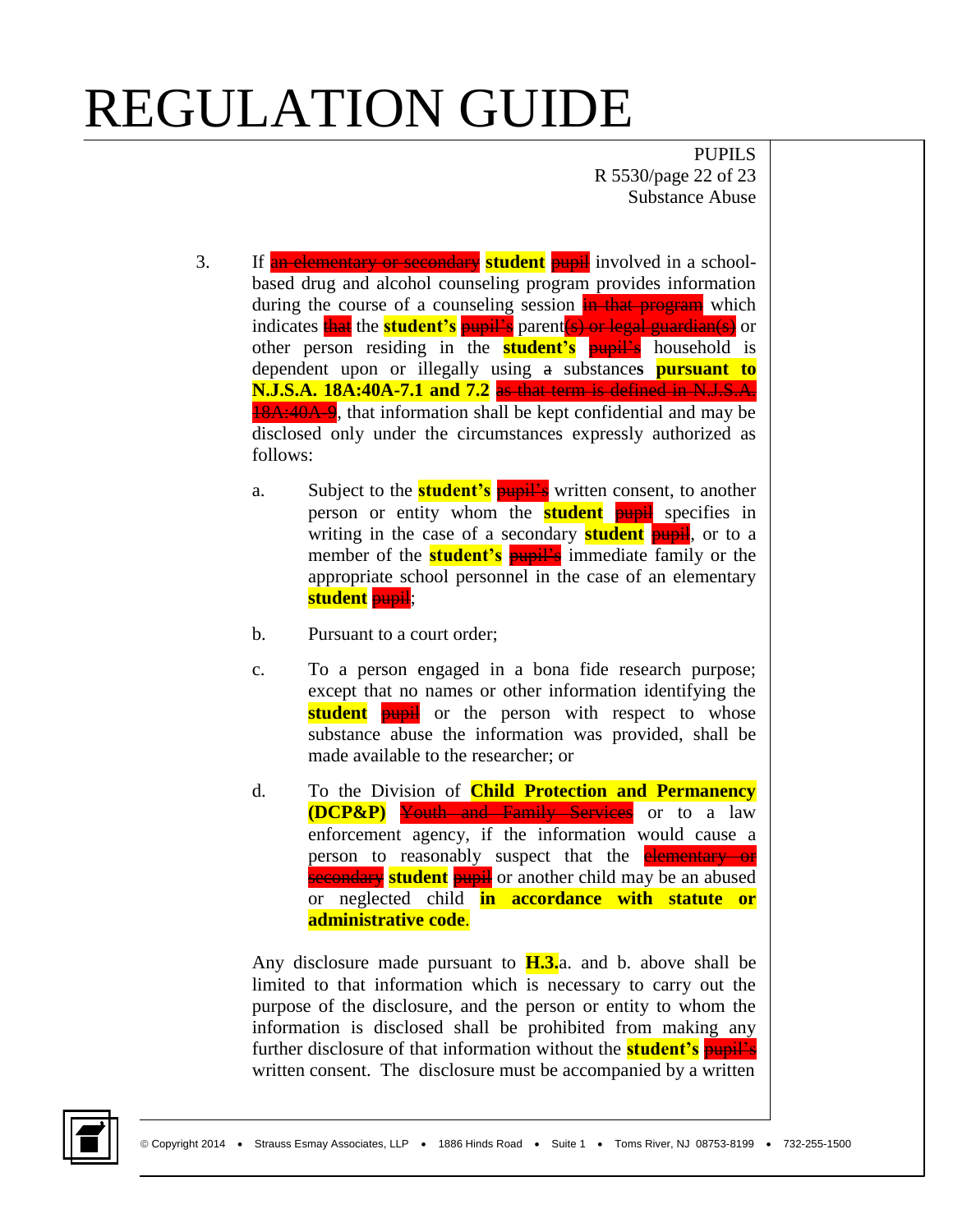3. If ~~an elementary or secondary~~ **student** ~~pupil~~ involved in a school-based drug and alcohol counseling program provides information during the course of a counseling session ~~in that program~~ which indicates ~~that~~ the **student's** ~~pupil's~~ parent~~(s) or legal guardian(s)~~ or other person residing in the **student's** ~~pupil's~~ household is dependent upon or illegally using ~~a~~ substance**s** **pursuant to N.J.S.A. 18A:40A-7.1 and 7.2** ~~as that term is defined in N.J.S.A. 18A:40A-9~~, that information shall be kept confidential and may be disclosed only under the circumstances expressly authorized as follows:

   a. Subject to the **student's** ~~pupil's~~ written consent, to another person or entity whom the **student** ~~pupil~~ specifies in writing in the case of a secondary **student** ~~pupil~~, or to a member of the **student's** ~~pupil's~~ immediate family or the appropriate school personnel in the case of an elementary **student** ~~pupil~~;

   b. Pursuant to a court order;

   c. To a person engaged in a bona fide research purpose; except that no names or other information identifying the **student** ~~pupil~~ or the person with respect to whose substance abuse the information was provided, shall be made available to the researcher; or

   d. To the Division of **Child Protection and Permanency (DCP&P)** ~~Youth and Family Services~~ or to a law enforcement agency, if the information would cause a person to reasonably suspect that the ~~elementary or secondary~~ **student** ~~pupil~~ or another child may be an abused or neglected child **in accordance with statute or administrative code**.

   Any disclosure made pursuant to **H.3.**a. and b. above shall be limited to that information which is necessary to carry out the purpose of the disclosure, and the person or entity to whom the information is disclosed shall be prohibited from making any further disclosure of that information without the **student's** ~~pupil's~~ written consent. The disclosure must be accompanied by a written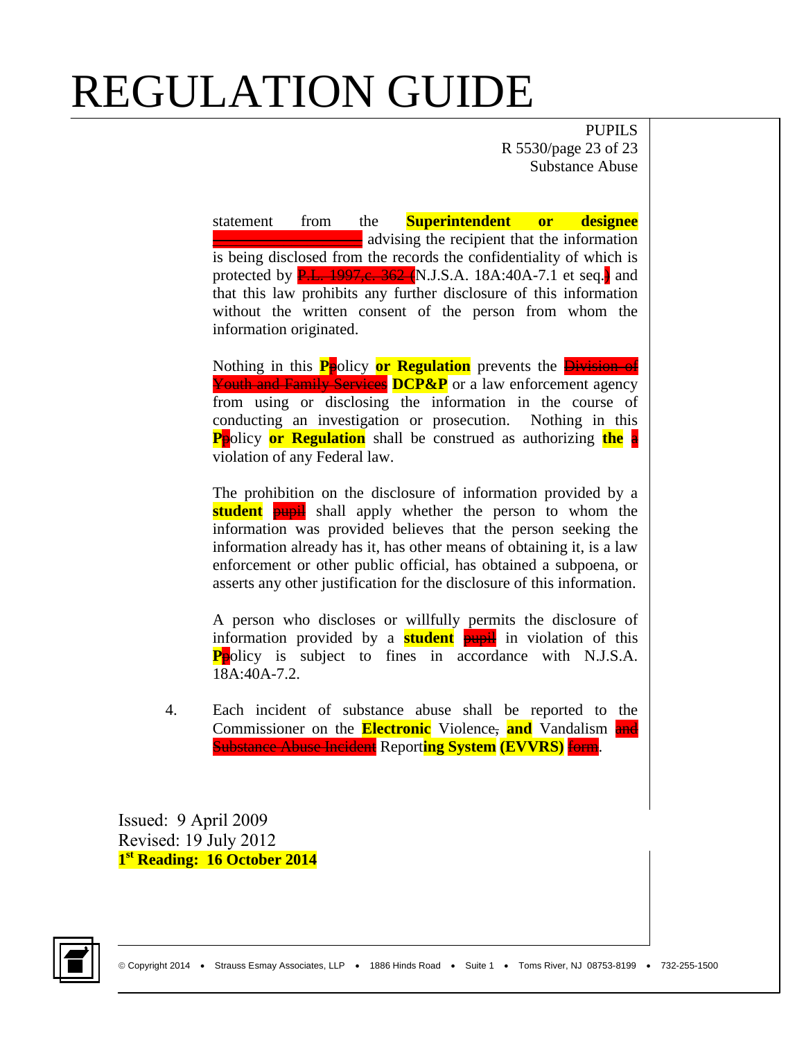statement from the **Superintendent or designee** advising the recipient that the information is being disclosed from the records the confidentiality of which is protected by ~~P.L. 1997,c. 362 (~~N.J.S.A. 18A:40A-7.1 et seq.~~)~~ and that this law prohibits any further disclosure of this information without the written consent of the person from whom the information originated.

Nothing in this **P**~~p~~olicy **or Regulation** prevents the ~~Division of Youth and Family Services~~ **DCP&P** or a law enforcement agency from using or disclosing the information in the course of conducting an investigation or prosecution. Nothing in this **P**~~p~~olicy **or Regulation** shall be construed as authorizing **the** ~~a~~ violation of any Federal law.

The prohibition on the disclosure of information provided by a **student** ~~pupil~~ shall apply whether the person to whom the information was provided believes that the person seeking the information already has it, has other means of obtaining it, is a law enforcement or other public official, has obtained a subpoena, or asserts any other justification for the disclosure of this information.

A person who discloses or willfully permits the disclosure of information provided by a **student** ~~pupil~~ in violation of this **P**~~p~~olicy is subject to fines in accordance with N.J.S.A. 18A:40A-7.2.

4. Each incident of substance abuse shall be reported to the Commissioner on the **Electronic** Violence~~,~~ **and** Vandalism ~~and Substance Abuse Incident~~ Report**ing System (EVVRS)** ~~form~~.

Issued: 9 April 2009
Revised: 19 July 2012
**1st Reading: 16 October 2014**